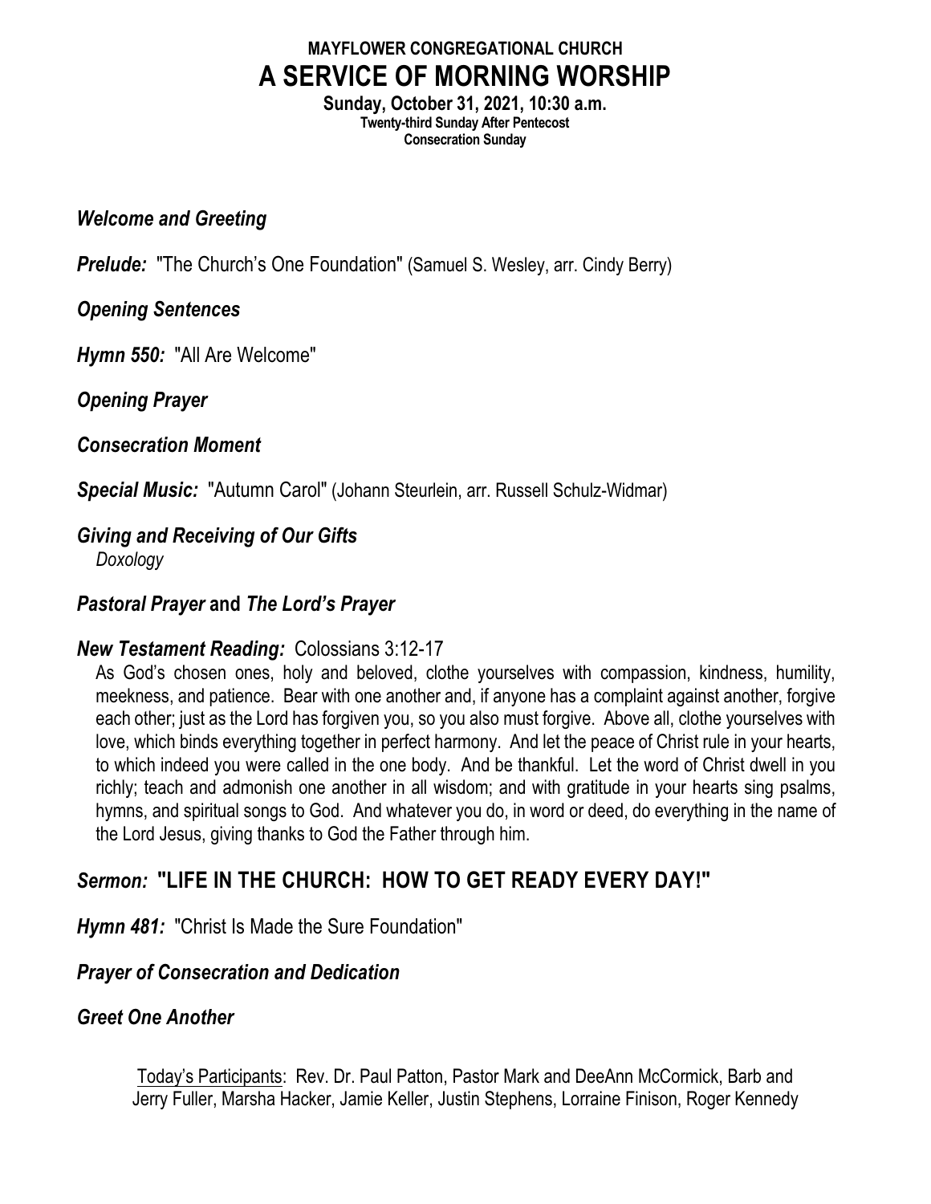**MAYFLOWER CONGREGATIONAL CHURCH**

# A SERVICE OF MORNING WORSHIP

**Sunday, October 31, 2021, 10:30 a.m.**
**Twenty-third Sunday After Pentecost**
**Consecration Sunday**

***Welcome and Greeting***

***Prelude:*** "The Church's One Foundation" (Samuel S. Wesley, arr. Cindy Berry)

***Opening Sentences***

***Hymn 550:*** "All Are Welcome"

***Opening Prayer***

***Consecration Moment***

***Special Music:*** "Autumn Carol" (Johann Steurlein, arr. Russell Schulz-Widmar)

***Giving and Receiving of Our Gifts***
*Doxology*

***Pastoral Prayer* and *The Lord's Prayer***

***New Testament Reading:*** Colossians 3:12-17

As God's chosen ones, holy and beloved, clothe yourselves with compassion, kindness, humility, meekness, and patience. Bear with one another and, if anyone has a complaint against another, forgive each other; just as the Lord has forgiven you, so you also must forgive. Above all, clothe yourselves with love, which binds everything together in perfect harmony. And let the peace of Christ rule in your hearts, to which indeed you were called in the one body. And be thankful. Let the word of Christ dwell in you richly; teach and admonish one another in all wisdom; and with gratitude in your hearts sing psalms, hymns, and spiritual songs to God. And whatever you do, in word or deed, do everything in the name of the Lord Jesus, giving thanks to God the Father through him.

***Sermon:*** **"LIFE IN THE CHURCH: HOW TO GET READY EVERY DAY!"**

***Hymn 481:*** "Christ Is Made the Sure Foundation"

***Prayer of Consecration and Dedication***

***Greet One Another***

Today's Participants: Rev. Dr. Paul Patton, Pastor Mark and DeeAnn McCormick, Barb and Jerry Fuller, Marsha Hacker, Jamie Keller, Justin Stephens, Lorraine Finison, Roger Kennedy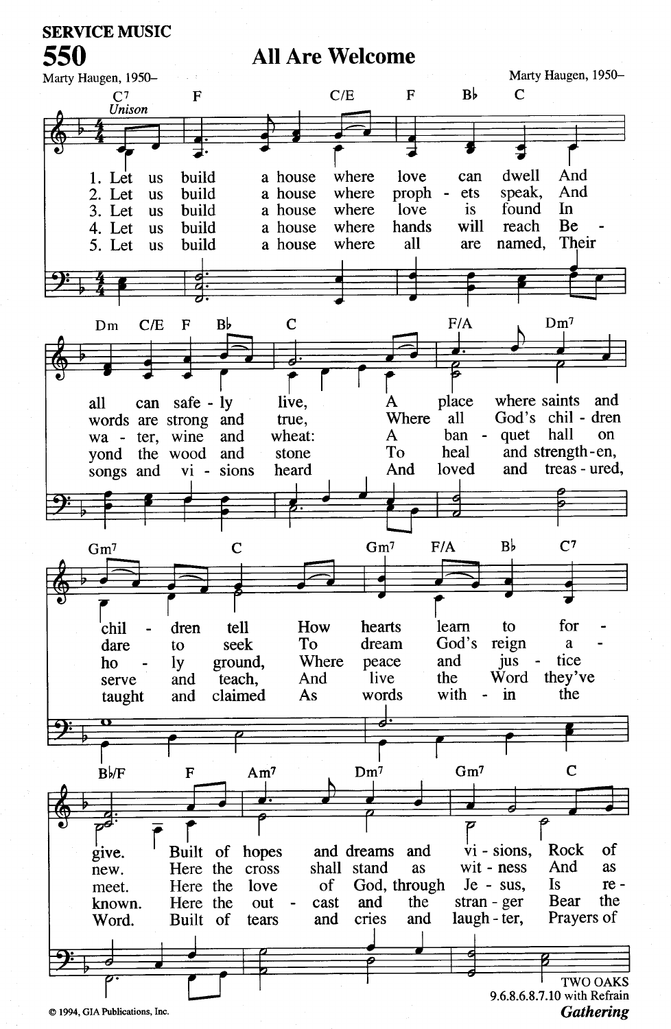SERVICE MUSIC

# 550 All Are Welcome

Marty Haugen, 1950– | Marty Haugen, 1950–

*Unison*

1. Let us build a house where love can dwell And all can safe - ly live, A place where saints and chil - dren tell How hearts learn to for - give. Built of hopes and dreams and vi - sions, Rock of

2. Let us build a house where proph - ets speak, And words are strong and true, Where all God's chil - dren dare to seek To dream God's reign a - new. Here the cross shall stand as wit - ness And as

3. Let us build a house where love is found In wa - ter, wine and wheat: A ban - quet hall on ho - ly ground, Where peace and jus - tice meet. Here the love of God, through Je - sus, Is re -

4. Let us build a house where hands will reach Be - yond the wood and stone To heal and strength-en, serve and teach, And live the Word they've known. Here the out - cast and the stran - ger Bear the

5. Let us build a house where all are named, Their songs and vi - sions heard And loved and treas - ured, taught and claimed As words with - in the Word. Built of tears and cries and laugh - ter, Prayers of

TWO OAKS
9.6.8.6.8.7.10 with Refrain

*Gathering*

© 1994, GIA Publications, Inc.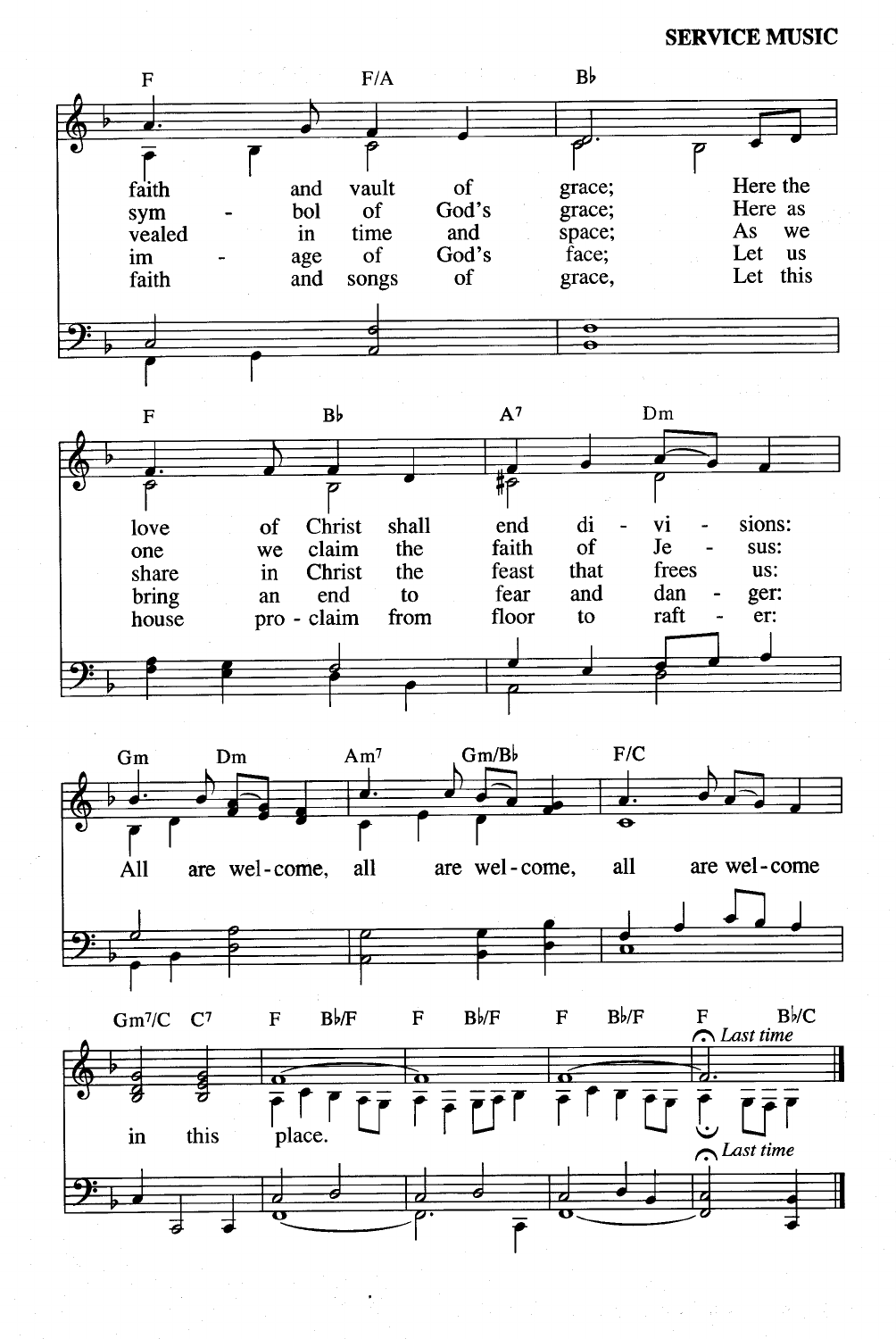Sheet music page. No images detected, so transcribe the text: header "SERVICE MUSIC" is a running header — omit. Lyrics and chord symbols.

Chords line 1: F F/A B♭

faith and vault of grace; Here the
sym - bol of God's grace; Here as
vealed in time and space; As we
im - age of God's face; Let us
faith and songs of grace, Let this

Chords line 2: F B♭ A7 Dm

love of Christ shall end di - vi - sions:
one we claim the faith of Je - sus:
share in Christ the feast that frees us:
bring an end to fear and dan - ger:
house pro - claim from floor to raft - er:

Chords line 3: Gm Dm Am7 Gm/B♭ F/C

All are wel - come, all are wel - come, all are wel - come

Chords line 4: Gm7/C C7 F B♭/F F B♭/F F B♭/F F B♭/C

in this place.

*Last time*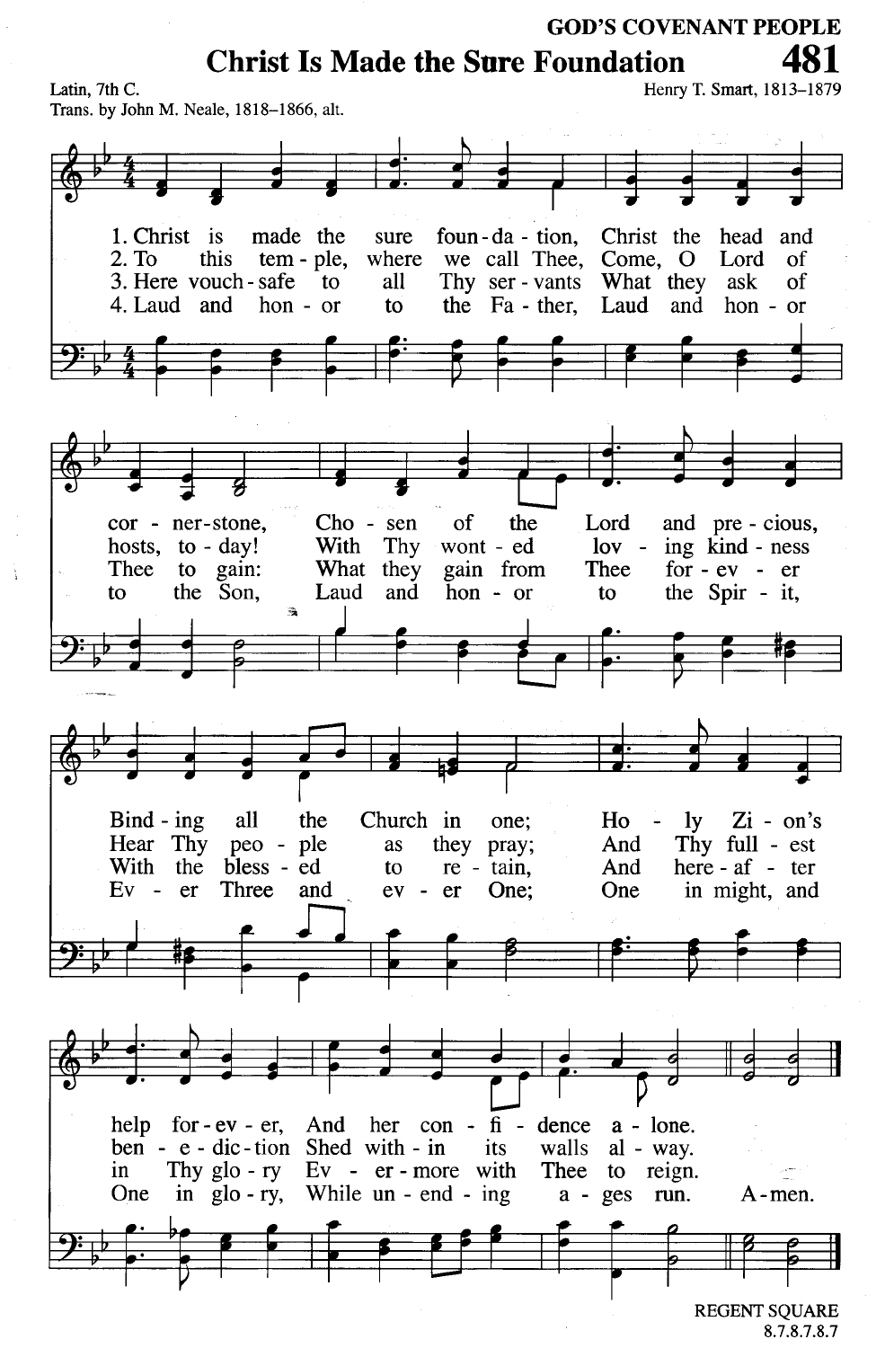GOD'S COVENANT PEOPLE

# 481 Christ Is Made the Sure Foundation

Latin, 7th C.
Trans. by John M. Neale, 1818–1866, alt.

Henry T. Smart, 1813–1879

1. Christ is made the sure foun-da-tion, Christ the head and cor-ner-stone, Cho-sen of the Lord and pre-cious, Bind-ing all the Church in one; Ho-ly Zi-on's help for-ev-er, And her con-fi-dence a-lone.

2. To this tem-ple, where we call Thee, Come, O Lord of hosts, to-day! With Thy wont-ed lov-ing kind-ness Hear Thy peo-ple as they pray; And Thy full-est ben-e-dic-tion Shed with-in its walls al-way.

3. Here vouch-safe to all Thy ser-vants What they ask of Thee to gain: What they gain from Thee for-ev-er With the bless-ed to re-tain, And here-af-ter in Thy glo-ry Ev-er-more with Thee to reign.

4. Laud and hon-or to the Fa-ther, Laud and hon-or to the Son, Laud and hon-or to the Spir-it, Ev-er Three and ev-er One; One in might, and One in glo-ry, While un-end-ing a-ges run. A-men.

REGENT SQUARE
8.7.8.7.8.7